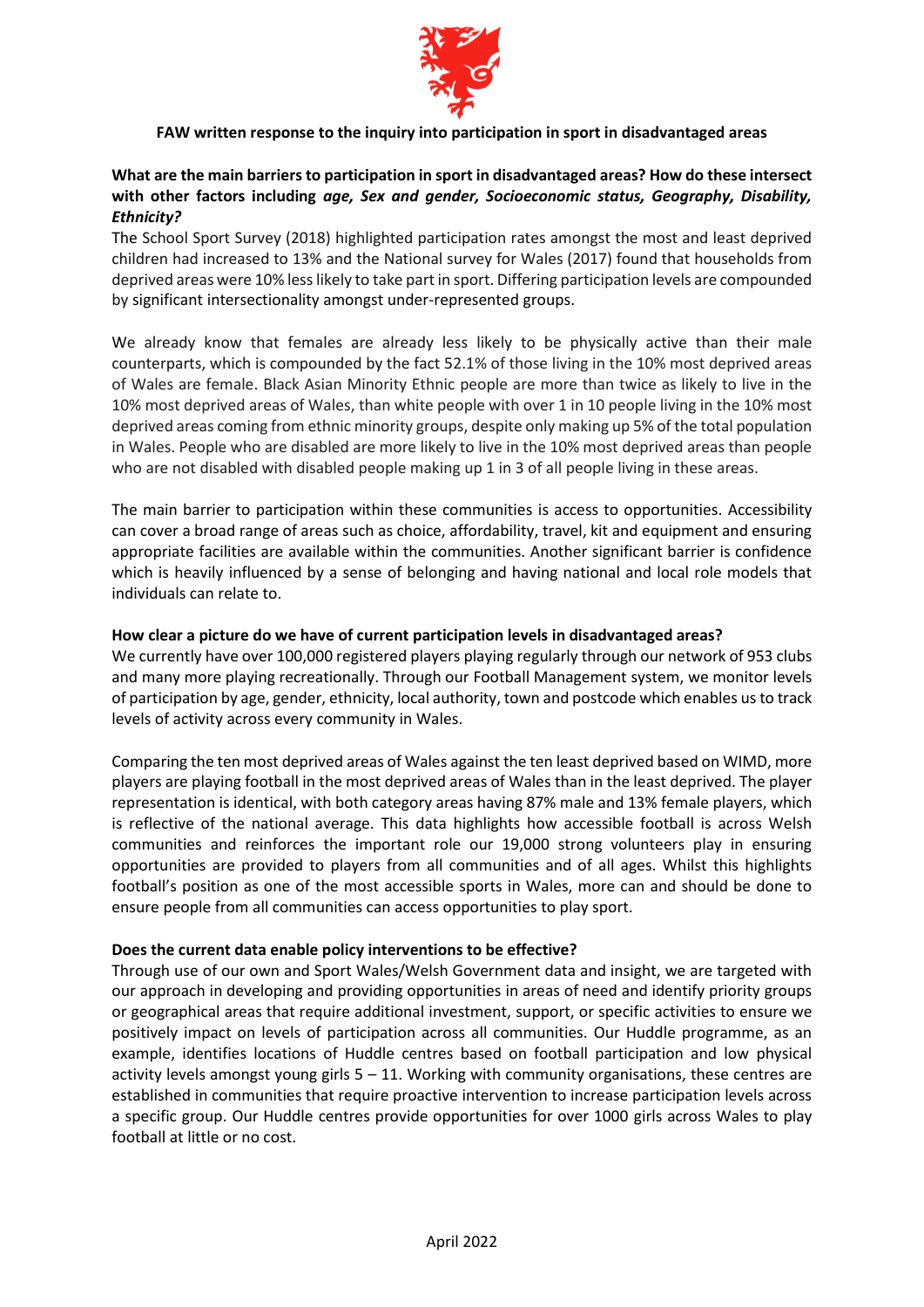# FAW written response to the inquiry into participation in sport in disadvantaged areas

**What are the main barriers to participation in sport in disadvantaged areas? How do these intersect with other factors including *age, Sex and gender, Socioeconomic status, Geography, Disability, Ethnicity?***

The School Sport Survey (2018) highlighted participation rates amongst the most and least deprived children had increased to 13% and the National survey for Wales (2017) found that households from deprived areas were 10% less likely to take part in sport. Differing participation levels are compounded by significant intersectionality amongst under-represented groups.

We already know that females are already less likely to be physically active than their male counterparts, which is compounded by the fact 52.1% of those living in the 10% most deprived areas of Wales are female. Black Asian Minority Ethnic people are more than twice as likely to live in the 10% most deprived areas of Wales, than white people with over 1 in 10 people living in the 10% most deprived areas coming from ethnic minority groups, despite only making up 5% of the total population in Wales. People who are disabled are more likely to live in the 10% most deprived areas than people who are not disabled with disabled people making up 1 in 3 of all people living in these areas.

The main barrier to participation within these communities is access to opportunities. Accessibility can cover a broad range of areas such as choice, affordability, travel, kit and equipment and ensuring appropriate facilities are available within the communities. Another significant barrier is confidence which is heavily influenced by a sense of belonging and having national and local role models that individuals can relate to.

**How clear a picture do we have of current participation levels in disadvantaged areas?**

We currently have over 100,000 registered players playing regularly through our network of 953 clubs and many more playing recreationally. Through our Football Management system, we monitor levels of participation by age, gender, ethnicity, local authority, town and postcode which enables us to track levels of activity across every community in Wales.

Comparing the ten most deprived areas of Wales against the ten least deprived based on WIMD, more players are playing football in the most deprived areas of Wales than in the least deprived. The player representation is identical, with both category areas having 87% male and 13% female players, which is reflective of the national average. This data highlights how accessible football is across Welsh communities and reinforces the important role our 19,000 strong volunteers play in ensuring opportunities are provided to players from all communities and of all ages. Whilst this highlights football's position as one of the most accessible sports in Wales, more can and should be done to ensure people from all communities can access opportunities to play sport.

**Does the current data enable policy interventions to be effective?**

Through use of our own and Sport Wales/Welsh Government data and insight, we are targeted with our approach in developing and providing opportunities in areas of need and identify priority groups or geographical areas that require additional investment, support, or specific activities to ensure we positively impact on levels of participation across all communities. Our Huddle programme, as an example, identifies locations of Huddle centres based on football participation and low physical activity levels amongst young girls 5 – 11. Working with community organisations, these centres are established in communities that require proactive intervention to increase participation levels across a specific group. Our Huddle centres provide opportunities for over 1000 girls across Wales to play football at little or no cost.

April 2022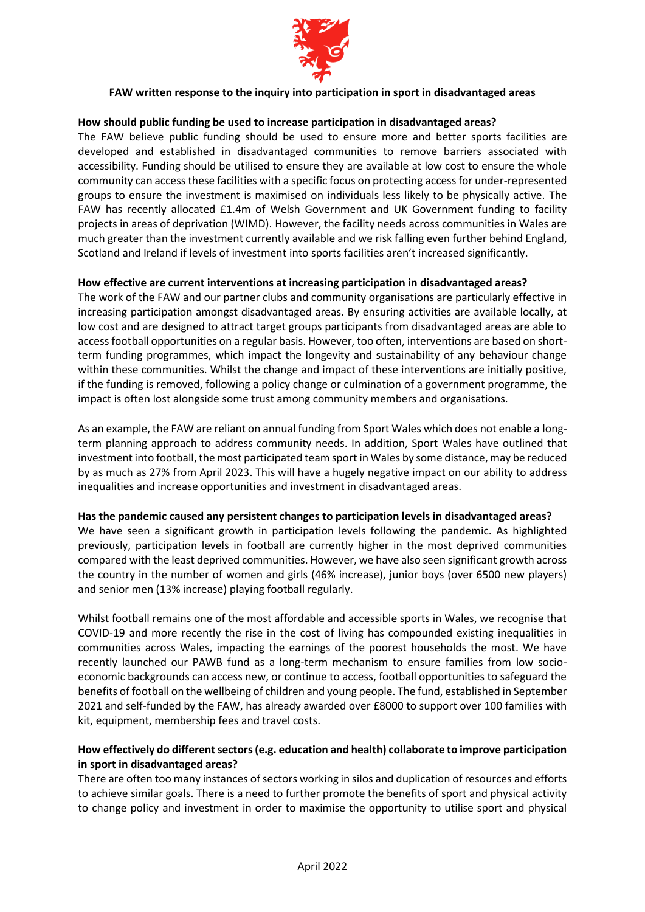### FAW written response to the inquiry into participation in sport in disadvantaged areas

**How should public funding be used to increase participation in disadvantaged areas?**

The FAW believe public funding should be used to ensure more and better sports facilities are developed and established in disadvantaged communities to remove barriers associated with accessibility. Funding should be utilised to ensure they are available at low cost to ensure the whole community can access these facilities with a specific focus on protecting access for under-represented groups to ensure the investment is maximised on individuals less likely to be physically active. The FAW has recently allocated £1.4m of Welsh Government and UK Government funding to facility projects in areas of deprivation (WIMD). However, the facility needs across communities in Wales are much greater than the investment currently available and we risk falling even further behind England, Scotland and Ireland if levels of investment into sports facilities aren't increased significantly.

**How effective are current interventions at increasing participation in disadvantaged areas?**

The work of the FAW and our partner clubs and community organisations are particularly effective in increasing participation amongst disadvantaged areas. By ensuring activities are available locally, at low cost and are designed to attract target groups participants from disadvantaged areas are able to access football opportunities on a regular basis. However, too often, interventions are based on short-term funding programmes, which impact the longevity and sustainability of any behaviour change within these communities. Whilst the change and impact of these interventions are initially positive, if the funding is removed, following a policy change or culmination of a government programme, the impact is often lost alongside some trust among community members and organisations.

As an example, the FAW are reliant on annual funding from Sport Wales which does not enable a long-term planning approach to address community needs. In addition, Sport Wales have outlined that investment into football, the most participated team sport in Wales by some distance, may be reduced by as much as 27% from April 2023. This will have a hugely negative impact on our ability to address inequalities and increase opportunities and investment in disadvantaged areas.

**Has the pandemic caused any persistent changes to participation levels in disadvantaged areas?**

We have seen a significant growth in participation levels following the pandemic. As highlighted previously, participation levels in football are currently higher in the most deprived communities compared with the least deprived communities. However, we have also seen significant growth across the country in the number of women and girls (46% increase), junior boys (over 6500 new players) and senior men (13% increase) playing football regularly.

Whilst football remains one of the most affordable and accessible sports in Wales, we recognise that COVID-19 and more recently the rise in the cost of living has compounded existing inequalities in communities across Wales, impacting the earnings of the poorest households the most. We have recently launched our PAWB fund as a long-term mechanism to ensure families from low socio-economic backgrounds can access new, or continue to access, football opportunities to safeguard the benefits of football on the wellbeing of children and young people. The fund, established in September 2021 and self-funded by the FAW, has already awarded over £8000 to support over 100 families with kit, equipment, membership fees and travel costs.

**How effectively do different sectors (e.g. education and health) collaborate to improve participation in sport in disadvantaged areas?**

There are often too many instances of sectors working in silos and duplication of resources and efforts to achieve similar goals. There is a need to further promote the benefits of sport and physical activity to change policy and investment in order to maximise the opportunity to utilise sport and physical

April 2022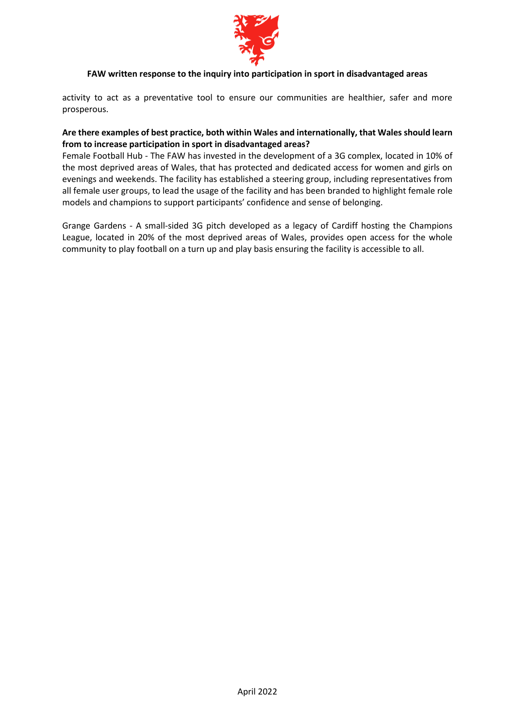activity to act as a preventative tool to ensure our communities are healthier, safer and more prosperous.

**Are there examples of best practice, both within Wales and internationally, that Wales should learn from to increase participation in sport in disadvantaged areas?**

Female Football Hub - The FAW has invested in the development of a 3G complex, located in 10% of the most deprived areas of Wales, that has protected and dedicated access for women and girls on evenings and weekends. The facility has established a steering group, including representatives from all female user groups, to lead the usage of the facility and has been branded to highlight female role models and champions to support participants' confidence and sense of belonging.

Grange Gardens - A small-sided 3G pitch developed as a legacy of Cardiff hosting the Champions League, located in 20% of the most deprived areas of Wales, provides open access for the whole community to play football on a turn up and play basis ensuring the facility is accessible to all.

April 2022